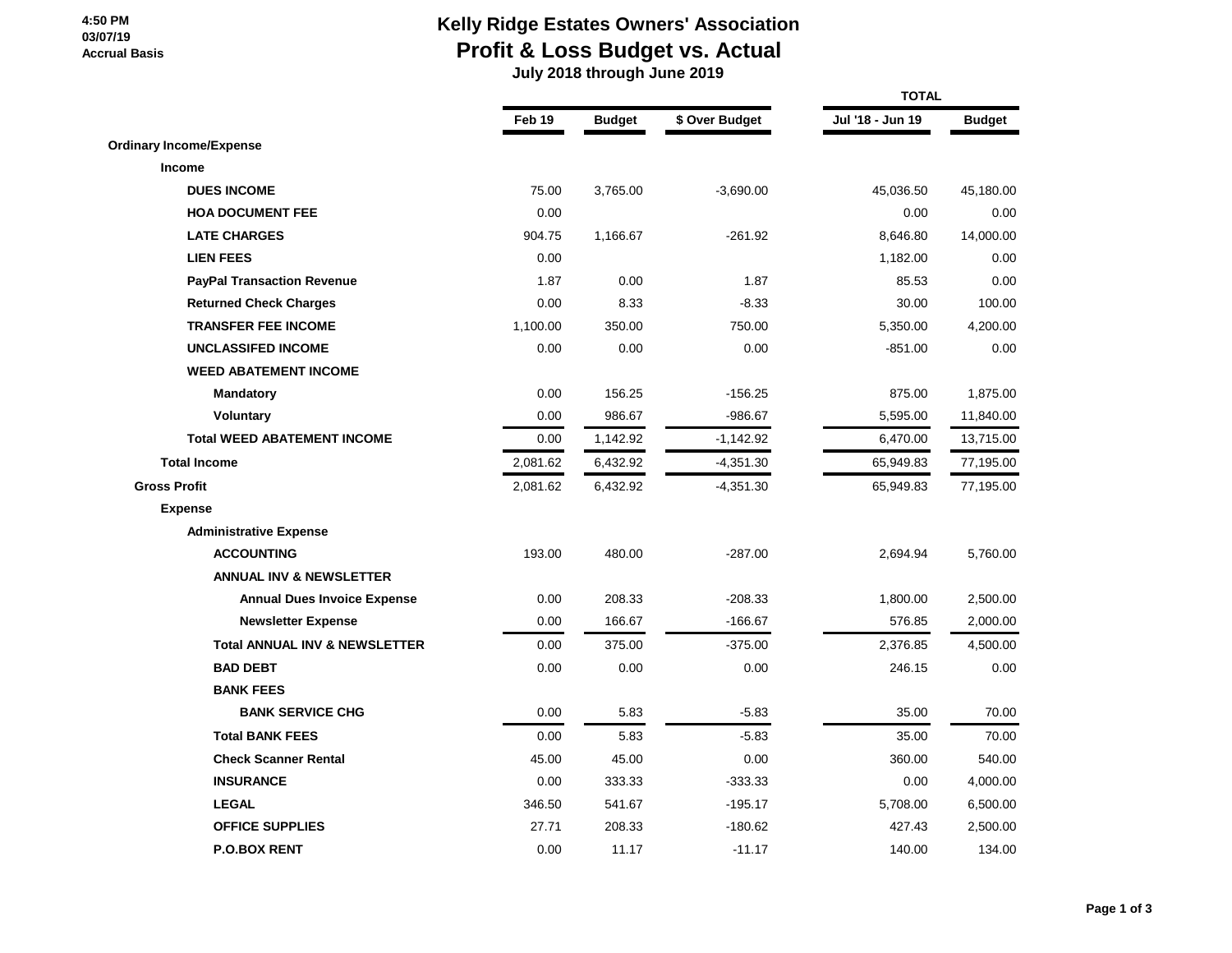**4:50 PM**
**03/07/19**
**Accrual Basis**

# Kelly Ridge Estates Owners' Association
## Profit & Loss Budget vs. Actual
### July 2018 through June 2019

| | Feb 19 | Budget | $ Over Budget | TOTAL Jul '18 - Jun 19 | TOTAL Budget |
|---|---|---|---|---|---|
| **Ordinary Income/Expense** | | | | | |
| **Income** | | | | | |
| **DUES INCOME** | 75.00 | 3,765.00 | -3,690.00 | 45,036.50 | 45,180.00 |
| **HOA DOCUMENT FEE** | 0.00 | | | 0.00 | 0.00 |
| **LATE CHARGES** | 904.75 | 1,166.67 | -261.92 | 8,646.80 | 14,000.00 |
| **LIEN FEES** | 0.00 | | | 1,182.00 | 0.00 |
| **PayPal Transaction Revenue** | 1.87 | 0.00 | 1.87 | 85.53 | 0.00 |
| **Returned Check Charges** | 0.00 | 8.33 | -8.33 | 30.00 | 100.00 |
| **TRANSFER FEE INCOME** | 1,100.00 | 350.00 | 750.00 | 5,350.00 | 4,200.00 |
| **UNCLASSIFED INCOME** | 0.00 | 0.00 | 0.00 | -851.00 | 0.00 |
| **WEED ABATEMENT INCOME** | | | | | |
| **Mandatory** | 0.00 | 156.25 | -156.25 | 875.00 | 1,875.00 |
| **Voluntary** | 0.00 | 986.67 | -986.67 | 5,595.00 | 11,840.00 |
| **Total WEED ABATEMENT INCOME** | 0.00 | 1,142.92 | -1,142.92 | 6,470.00 | 13,715.00 |
| **Total Income** | 2,081.62 | 6,432.92 | -4,351.30 | 65,949.83 | 77,195.00 |
| **Gross Profit** | 2,081.62 | 6,432.92 | -4,351.30 | 65,949.83 | 77,195.00 |
| **Expense** | | | | | |
| **Administrative Expense** | | | | | |
| **ACCOUNTING** | 193.00 | 480.00 | -287.00 | 2,694.94 | 5,760.00 |
| **ANNUAL INV & NEWSLETTER** | | | | | |
| **Annual Dues Invoice Expense** | 0.00 | 208.33 | -208.33 | 1,800.00 | 2,500.00 |
| **Newsletter Expense** | 0.00 | 166.67 | -166.67 | 576.85 | 2,000.00 |
| **Total ANNUAL INV & NEWSLETTER** | 0.00 | 375.00 | -375.00 | 2,376.85 | 4,500.00 |
| **BAD DEBT** | 0.00 | 0.00 | 0.00 | 246.15 | 0.00 |
| **BANK FEES** | | | | | |
| **BANK SERVICE CHG** | 0.00 | 5.83 | -5.83 | 35.00 | 70.00 |
| **Total BANK FEES** | 0.00 | 5.83 | -5.83 | 35.00 | 70.00 |
| **Check Scanner Rental** | 45.00 | 45.00 | 0.00 | 360.00 | 540.00 |
| **INSURANCE** | 0.00 | 333.33 | -333.33 | 0.00 | 4,000.00 |
| **LEGAL** | 346.50 | 541.67 | -195.17 | 5,708.00 | 6,500.00 |
| **OFFICE SUPPLIES** | 27.71 | 208.33 | -180.62 | 427.43 | 2,500.00 |
| **P.O.BOX RENT** | 0.00 | 11.17 | -11.17 | 140.00 | 134.00 |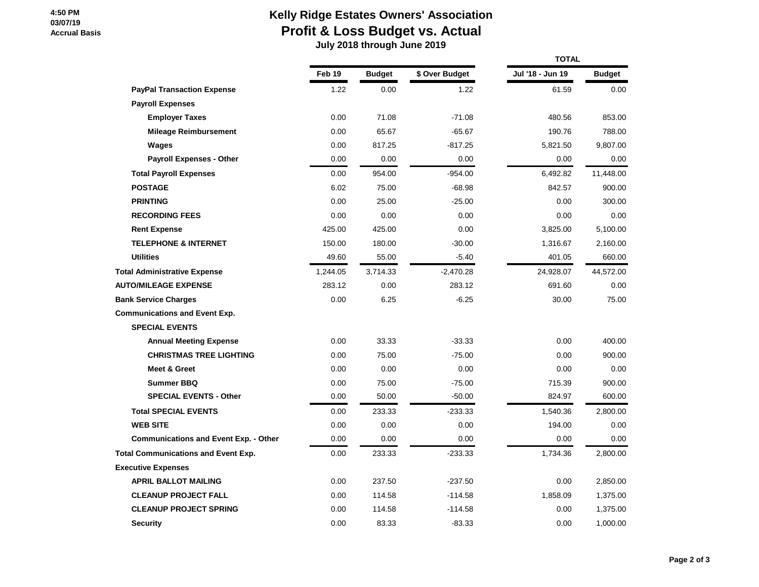# Kelly Ridge Estates Owners' Association

## Profit & Loss Budget vs. Actual

### July 2018 through June 2019

4:50 PM
03/07/19
Accrual Basis

| | Feb 19 | Budget | $ Over Budget | TOTAL Jul '18 - Jun 19 | TOTAL Budget |
|---|---|---|---|---|---|
| **PayPal Transaction Expense** | 1.22 | 0.00 | 1.22 | 61.59 | 0.00 |
| **Payroll Expenses** | | | | | |
| **Employer Taxes** | 0.00 | 71.08 | -71.08 | 480.56 | 853.00 |
| **Mileage Reimbursement** | 0.00 | 65.67 | -65.67 | 190.76 | 788.00 |
| **Wages** | 0.00 | 817.25 | -817.25 | 5,821.50 | 9,807.00 |
| **Payroll Expenses - Other** | 0.00 | 0.00 | 0.00 | 0.00 | 0.00 |
| **Total Payroll Expenses** | 0.00 | 954.00 | -954.00 | 6,492.82 | 11,448.00 |
| **POSTAGE** | 6.02 | 75.00 | -68.98 | 842.57 | 900.00 |
| **PRINTING** | 0.00 | 25.00 | -25.00 | 0.00 | 300.00 |
| **RECORDING FEES** | 0.00 | 0.00 | 0.00 | 0.00 | 0.00 |
| **Rent Expense** | 425.00 | 425.00 | 0.00 | 3,825.00 | 5,100.00 |
| **TELEPHONE & INTERNET** | 150.00 | 180.00 | -30.00 | 1,316.67 | 2,160.00 |
| **Utilities** | 49.60 | 55.00 | -5.40 | 401.05 | 660.00 |
| **Total Administrative Expense** | 1,244.05 | 3,714.33 | -2,470.28 | 24,928.07 | 44,572.00 |
| **AUTO/MILEAGE EXPENSE** | 283.12 | 0.00 | 283.12 | 691.60 | 0.00 |
| **Bank Service Charges** | 0.00 | 6.25 | -6.25 | 30.00 | 75.00 |
| **Communications and Event Exp.** | | | | | |
| **SPECIAL EVENTS** | | | | | |
| **Annual Meeting Expense** | 0.00 | 33.33 | -33.33 | 0.00 | 400.00 |
| **CHRISTMAS TREE LIGHTING** | 0.00 | 75.00 | -75.00 | 0.00 | 900.00 |
| **Meet & Greet** | 0.00 | 0.00 | 0.00 | 0.00 | 0.00 |
| **Summer BBQ** | 0.00 | 75.00 | -75.00 | 715.39 | 900.00 |
| **SPECIAL EVENTS - Other** | 0.00 | 50.00 | -50.00 | 824.97 | 600.00 |
| **Total SPECIAL EVENTS** | 0.00 | 233.33 | -233.33 | 1,540.36 | 2,800.00 |
| **WEB SITE** | 0.00 | 0.00 | 0.00 | 194.00 | 0.00 |
| **Communications and Event Exp. - Other** | 0.00 | 0.00 | 0.00 | 0.00 | 0.00 |
| **Total Communications and Event Exp.** | 0.00 | 233.33 | -233.33 | 1,734.36 | 2,800.00 |
| **Executive Expenses** | | | | | |
| **APRIL BALLOT MAILING** | 0.00 | 237.50 | -237.50 | 0.00 | 2,850.00 |
| **CLEANUP PROJECT FALL** | 0.00 | 114.58 | -114.58 | 1,858.09 | 1,375.00 |
| **CLEANUP PROJECT SPRING** | 0.00 | 114.58 | -114.58 | 0.00 | 1,375.00 |
| **Security** | 0.00 | 83.33 | -83.33 | 0.00 | 1,000.00 |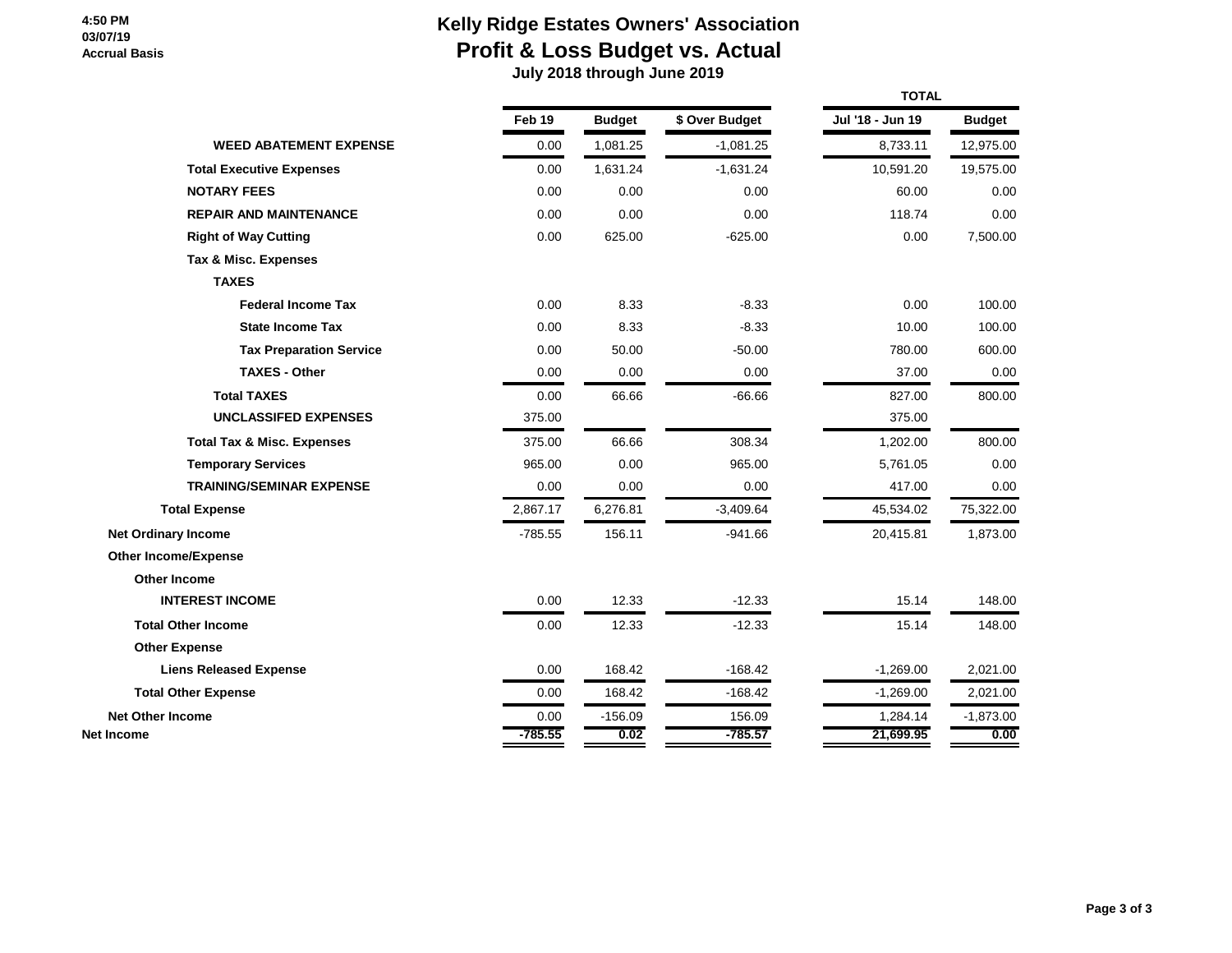# Kelly Ridge Estates Owners' Association

## Profit & Loss Budget vs. Actual

### July 2018 through June 2019

4:50 PM
03/07/19
Accrual Basis

| | Feb 19 | Budget | $ Over Budget | TOTAL Jul '18 - Jun 19 | TOTAL Budget |
|---|---|---|---|---|---|
| **WEED ABATEMENT EXPENSE** | 0.00 | 1,081.25 | -1,081.25 | 8,733.11 | 12,975.00 |
| **Total Executive Expenses** | 0.00 | 1,631.24 | -1,631.24 | 10,591.20 | 19,575.00 |
| **NOTARY FEES** | 0.00 | 0.00 | 0.00 | 60.00 | 0.00 |
| **REPAIR AND MAINTENANCE** | 0.00 | 0.00 | 0.00 | 118.74 | 0.00 |
| **Right of Way Cutting** | 0.00 | 625.00 | -625.00 | 0.00 | 7,500.00 |
| **Tax & Misc. Expenses** | | | | | |
| **TAXES** | | | | | |
| **Federal Income Tax** | 0.00 | 8.33 | -8.33 | 0.00 | 100.00 |
| **State Income Tax** | 0.00 | 8.33 | -8.33 | 10.00 | 100.00 |
| **Tax Preparation Service** | 0.00 | 50.00 | -50.00 | 780.00 | 600.00 |
| **TAXES - Other** | 0.00 | 0.00 | 0.00 | 37.00 | 0.00 |
| **Total TAXES** | 0.00 | 66.66 | -66.66 | 827.00 | 800.00 |
| **UNCLASSIFED EXPENSES** | 375.00 | | | 375.00 | |
| **Total Tax & Misc. Expenses** | 375.00 | 66.66 | 308.34 | 1,202.00 | 800.00 |
| **Temporary Services** | 965.00 | 0.00 | 965.00 | 5,761.05 | 0.00 |
| **TRAINING/SEMINAR EXPENSE** | 0.00 | 0.00 | 0.00 | 417.00 | 0.00 |
| **Total Expense** | 2,867.17 | 6,276.81 | -3,409.64 | 45,534.02 | 75,322.00 |
| **Net Ordinary Income** | -785.55 | 156.11 | -941.66 | 20,415.81 | 1,873.00 |
| **Other Income/Expense** | | | | | |
| **Other Income** | | | | | |
| **INTEREST INCOME** | 0.00 | 12.33 | -12.33 | 15.14 | 148.00 |
| **Total Other Income** | 0.00 | 12.33 | -12.33 | 15.14 | 148.00 |
| **Other Expense** | | | | | |
| **Liens Released Expense** | 0.00 | 168.42 | -168.42 | -1,269.00 | 2,021.00 |
| **Total Other Expense** | 0.00 | 168.42 | -168.42 | -1,269.00 | 2,021.00 |
| **Net Other Income** | 0.00 | -156.09 | 156.09 | 1,284.14 | -1,873.00 |
| **Net Income** | -785.55 | 0.02 | -785.57 | 21,699.95 | 0.00 |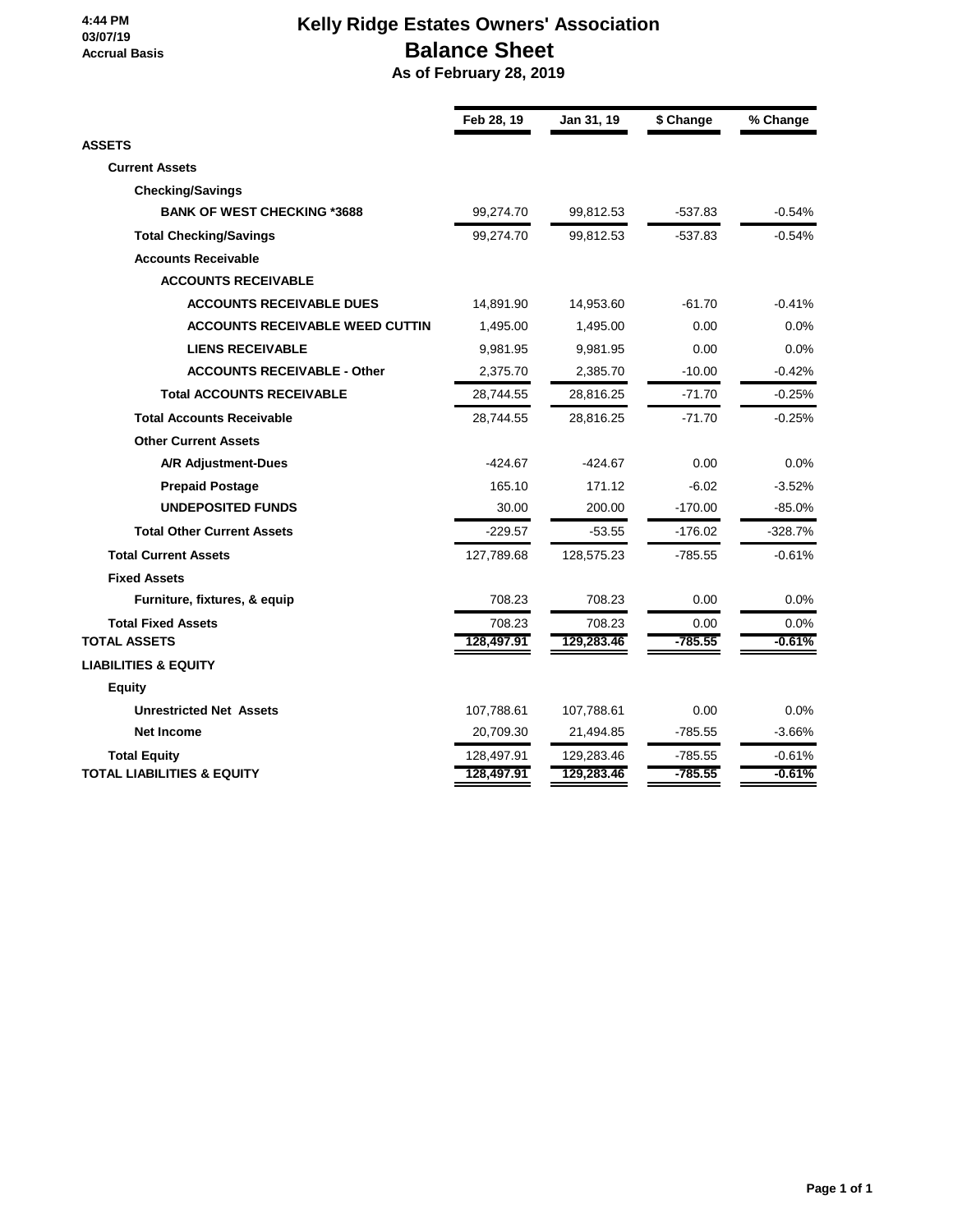4:44 PM
03/07/19
Accrual Basis

# Kelly Ridge Estates Owners' Association
## Balance Sheet
### As of February 28, 2019

| | Feb 28, 19 | Jan 31, 19 | $ Change | % Change |
|---|---|---|---|---|
| **ASSETS** | | | | |
| **Current Assets** | | | | |
| **Checking/Savings** | | | | |
| **BANK OF WEST CHECKING *3688** | 99,274.70 | 99,812.53 | -537.83 | -0.54% |
| **Total Checking/Savings** | 99,274.70 | 99,812.53 | -537.83 | -0.54% |
| **Accounts Receivable** | | | | |
| **ACCOUNTS RECEIVABLE** | | | | |
| **ACCOUNTS RECEIVABLE DUES** | 14,891.90 | 14,953.60 | -61.70 | -0.41% |
| **ACCOUNTS RECEIVABLE WEED CUTTIN** | 1,495.00 | 1,495.00 | 0.00 | 0.0% |
| **LIENS RECEIVABLE** | 9,981.95 | 9,981.95 | 0.00 | 0.0% |
| **ACCOUNTS RECEIVABLE - Other** | 2,375.70 | 2,385.70 | -10.00 | -0.42% |
| **Total ACCOUNTS RECEIVABLE** | 28,744.55 | 28,816.25 | -71.70 | -0.25% |
| **Total Accounts Receivable** | 28,744.55 | 28,816.25 | -71.70 | -0.25% |
| **Other Current Assets** | | | | |
| **A/R Adjustment-Dues** | -424.67 | -424.67 | 0.00 | 0.0% |
| **Prepaid Postage** | 165.10 | 171.12 | -6.02 | -3.52% |
| **UNDEPOSITED FUNDS** | 30.00 | 200.00 | -170.00 | -85.0% |
| **Total Other Current Assets** | -229.57 | -53.55 | -176.02 | -328.7% |
| **Total Current Assets** | 127,789.68 | 128,575.23 | -785.55 | -0.61% |
| **Fixed Assets** | | | | |
| **Furniture, fixtures, & equip** | 708.23 | 708.23 | 0.00 | 0.0% |
| **Total Fixed Assets** | 708.23 | 708.23 | 0.00 | 0.0% |
| **TOTAL ASSETS** | 128,497.91 | 129,283.46 | -785.55 | -0.61% |
| **LIABILITIES & EQUITY** | | | | |
| **Equity** | | | | |
| **Unrestricted Net Assets** | 107,788.61 | 107,788.61 | 0.00 | 0.0% |
| **Net Income** | 20,709.30 | 21,494.85 | -785.55 | -3.66% |
| **Total Equity** | 128,497.91 | 129,283.46 | -785.55 | -0.61% |
| **TOTAL LIABILITIES & EQUITY** | 128,497.91 | 129,283.46 | -785.55 | -0.61% |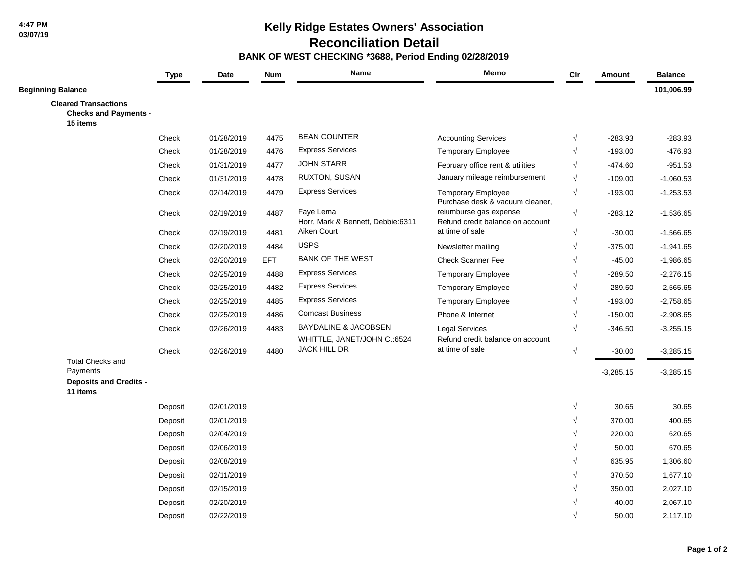4:47 PM
03/07/19

# Kelly Ridge Estates Owners' Association
## Reconciliation Detail
### BANK OF WEST CHECKING *3688, Period Ending 02/28/2019

| | Type | Date | Num | Name | Memo | Clr | Amount | Balance |
|---|---|---|---|---|---|---|---|---|
| **Beginning Balance** | | | | | | | | **101,006.99** |
| **Cleared Transactions** | | | | | | | | |
| **Checks and Payments - 15 items** | | | | | | | | |
| | Check | 01/28/2019 | 4475 | BEAN COUNTER | Accounting Services | √ | -283.93 | -283.93 |
| | Check | 01/28/2019 | 4476 | Express Services | Temporary Employee | √ | -193.00 | -476.93 |
| | Check | 01/31/2019 | 4477 | JOHN STARR | February office rent & utilities | √ | -474.60 | -951.53 |
| | Check | 01/31/2019 | 4478 | RUXTON, SUSAN | January mileage reimbursement | √ | -109.00 | -1,060.53 |
| | Check | 02/14/2019 | 4479 | Express Services | Temporary Employee | √ | -193.00 | -1,253.53 |
| | Check | 02/19/2019 | 4487 | Faye Lema | Purchase desk & vacuum cleaner, reiumburse gas expense | √ | -283.12 | -1,536.65 |
| | Check | 02/19/2019 | 4481 | Horr, Mark & Bennett, Debbie:6311 Aiken Court | Refund credit balance on account at time of sale | √ | -30.00 | -1,566.65 |
| | Check | 02/20/2019 | 4484 | USPS | Newsletter mailing | √ | -375.00 | -1,941.65 |
| | Check | 02/20/2019 | EFT | BANK OF THE WEST | Check Scanner Fee | √ | -45.00 | -1,986.65 |
| | Check | 02/25/2019 | 4488 | Express Services | Temporary Employee | √ | -289.50 | -2,276.15 |
| | Check | 02/25/2019 | 4482 | Express Services | Temporary Employee | √ | -289.50 | -2,565.65 |
| | Check | 02/25/2019 | 4485 | Express Services | Temporary Employee | √ | -193.00 | -2,758.65 |
| | Check | 02/25/2019 | 4486 | Comcast Business | Phone & Internet | √ | -150.00 | -2,908.65 |
| | Check | 02/26/2019 | 4483 | BAYDALINE & JACOBSEN | Legal Services | √ | -346.50 | -3,255.15 |
| | Check | 02/26/2019 | 4480 | WHITTLE, JANET/JOHN C.:6524 JACK HILL DR | Refund credit balance on account at time of sale | √ | -30.00 | -3,285.15 |
| Total Checks and Payments | | | | | | | -3,285.15 | -3,285.15 |
| **Deposits and Credits - 11 items** | | | | | | | | |
| | Deposit | 02/01/2019 | | | | √ | 30.65 | 30.65 |
| | Deposit | 02/01/2019 | | | | √ | 370.00 | 400.65 |
| | Deposit | 02/04/2019 | | | | √ | 220.00 | 620.65 |
| | Deposit | 02/06/2019 | | | | √ | 50.00 | 670.65 |
| | Deposit | 02/08/2019 | | | | √ | 635.95 | 1,306.60 |
| | Deposit | 02/11/2019 | | | | √ | 370.50 | 1,677.10 |
| | Deposit | 02/15/2019 | | | | √ | 350.00 | 2,027.10 |
| | Deposit | 02/20/2019 | | | | √ | 40.00 | 2,067.10 |
| | Deposit | 02/22/2019 | | | | √ | 50.00 | 2,117.10 |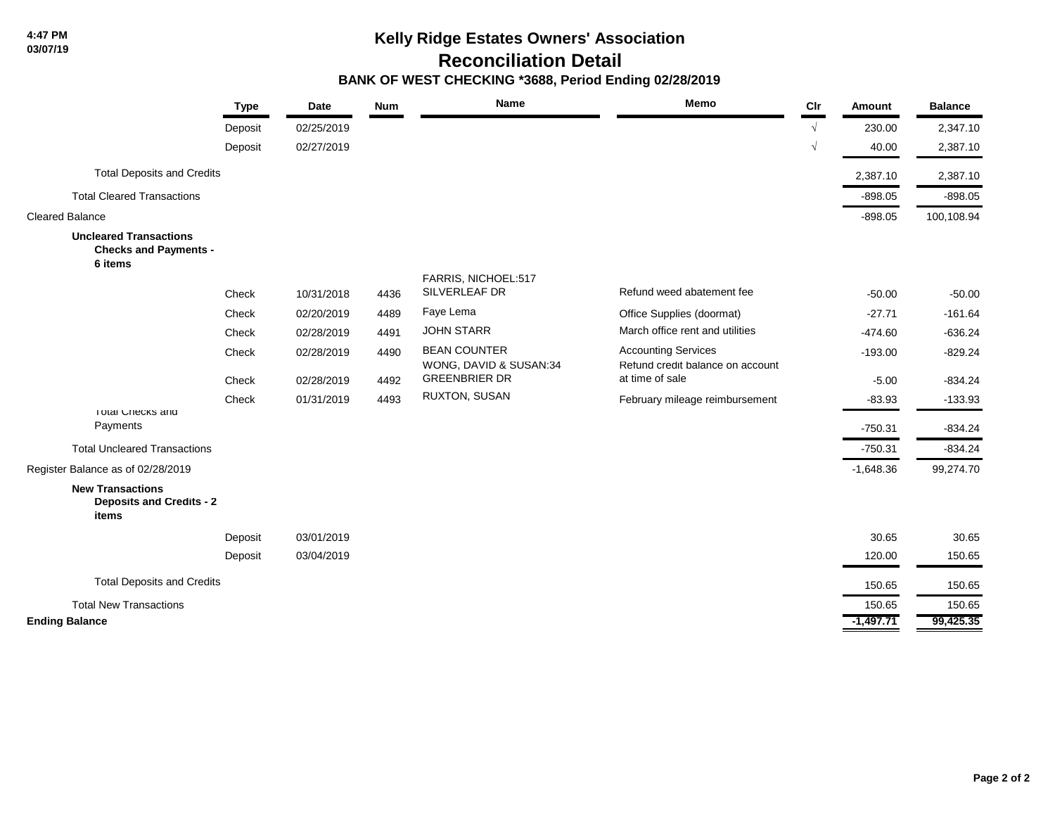4:47 PM
03/07/19

# Kelly Ridge Estates Owners' Association
## Reconciliation Detail
### BANK OF WEST CHECKING *3688, Period Ending 02/28/2019

| | Type | Date | Num | Name | Memo | Clr | Amount | Balance |
|---|---|---|---|---|---|---|---|---|
| | Deposit | 02/25/2019 | | | | √ | 230.00 | 2,347.10 |
| | Deposit | 02/27/2019 | | | | √ | 40.00 | 2,387.10 |
| Total Deposits and Credits | | | | | | | 2,387.10 | 2,387.10 |
| Total Cleared Transactions | | | | | | | -898.05 | -898.05 |
| Cleared Balance | | | | | | | -898.05 | 100,108.94 |
| **Uncleared Transactions** | | | | | | | | |
| **Checks and Payments - 6 items** | | | | | | | | |
| | Check | 10/31/2018 | 4436 | FARRIS, NICHOEL:517 SILVERLEAF DR | Refund weed abatement fee | | -50.00 | -50.00 |
| | Check | 02/20/2019 | 4489 | Faye Lema | Office Supplies (doormat) | | -27.71 | -161.64 |
| | Check | 02/28/2019 | 4491 | JOHN STARR | March office rent and utilities | | -474.60 | -636.24 |
| | Check | 02/28/2019 | 4490 | BEAN COUNTER | Accounting Services | | -193.00 | -829.24 |
| | Check | 02/28/2019 | 4492 | WONG, DAVID & SUSAN:34 GREENBRIER DR | Refund credit balance on account at time of sale | | -5.00 | -834.24 |
| | Check | 01/31/2019 | 4493 | RUXTON, SUSAN | February mileage reimbursement | | -83.93 | -133.93 |
| Total Checks and Payments | | | | | | | -750.31 | -834.24 |
| Total Uncleared Transactions | | | | | | | -750.31 | -834.24 |
| Register Balance as of 02/28/2019 | | | | | | | -1,648.36 | 99,274.70 |
| **New Transactions** | | | | | | | | |
| **Deposits and Credits - 2 items** | | | | | | | | |
| | Deposit | 03/01/2019 | | | | | 30.65 | 30.65 |
| | Deposit | 03/04/2019 | | | | | 120.00 | 150.65 |
| Total Deposits and Credits | | | | | | | 150.65 | 150.65 |
| Total New Transactions | | | | | | | 150.65 | 150.65 |
| **Ending Balance** | | | | | | | **-1,497.71** | **99,425.35** |